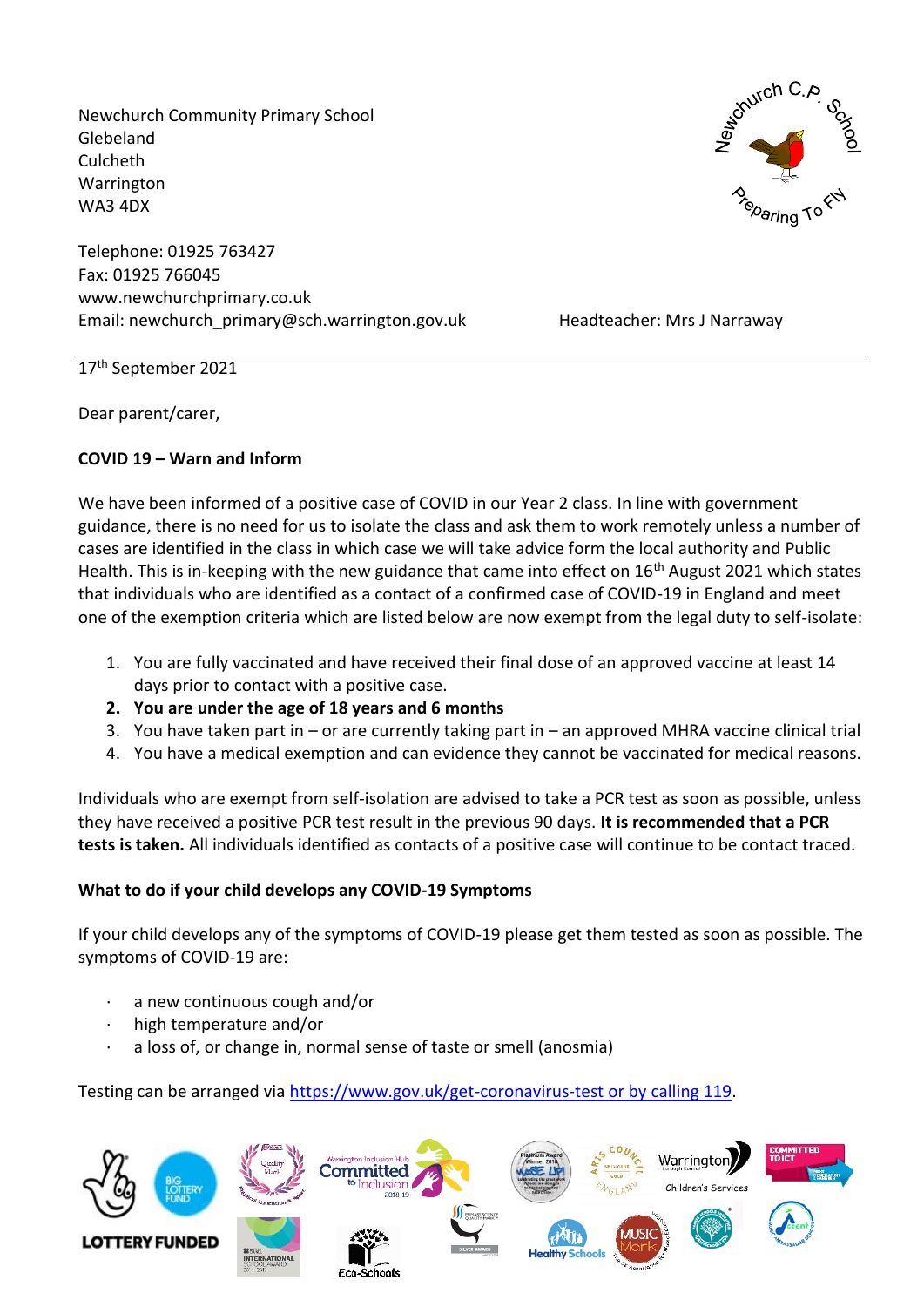Newchurch Community Primary School
Glebeland
Culcheth
Warrington
WA3 4DX

Telephone: 01925 763427
Fax: 01925 766045
www.newchurchprimary.co.uk
Email: newchurch_primary@sch.warrington.gov.uk

Headteacher: Mrs J Narraway

17th September 2021

Dear parent/carer,

**COVID 19 – Warn and Inform**

We have been informed of a positive case of COVID in our Year 2 class. In line with government guidance, there is no need for us to isolate the class and ask them to work remotely unless a number of cases are identified in the class in which case we will take advice form the local authority and Public Health. This is in-keeping with the new guidance that came into effect on 16th August 2021 which states that individuals who are identified as a contact of a confirmed case of COVID-19 in England and meet one of the exemption criteria which are listed below are now exempt from the legal duty to self-isolate:

1. You are fully vaccinated and have received their final dose of an approved vaccine at least 14 days prior to contact with a positive case.
2. **You are under the age of 18 years and 6 months**
3. You have taken part in – or are currently taking part in – an approved MHRA vaccine clinical trial
4. You have a medical exemption and can evidence they cannot be vaccinated for medical reasons.

Individuals who are exempt from self-isolation are advised to take a PCR test as soon as possible, unless they have received a positive PCR test result in the previous 90 days. **It is recommended that a PCR tests is taken.** All individuals identified as contacts of a positive case will continue to be contact traced.

**What to do if your child develops any COVID-19 Symptoms**

If your child develops any of the symptoms of COVID-19 please get them tested as soon as possible. The symptoms of COVID-19 are:

- a new continuous cough and/or
- high temperature and/or
- a loss of, or change in, normal sense of taste or smell (anosmia)

Testing can be arranged via https://www.gov.uk/get-coronavirus-test or by calling 119.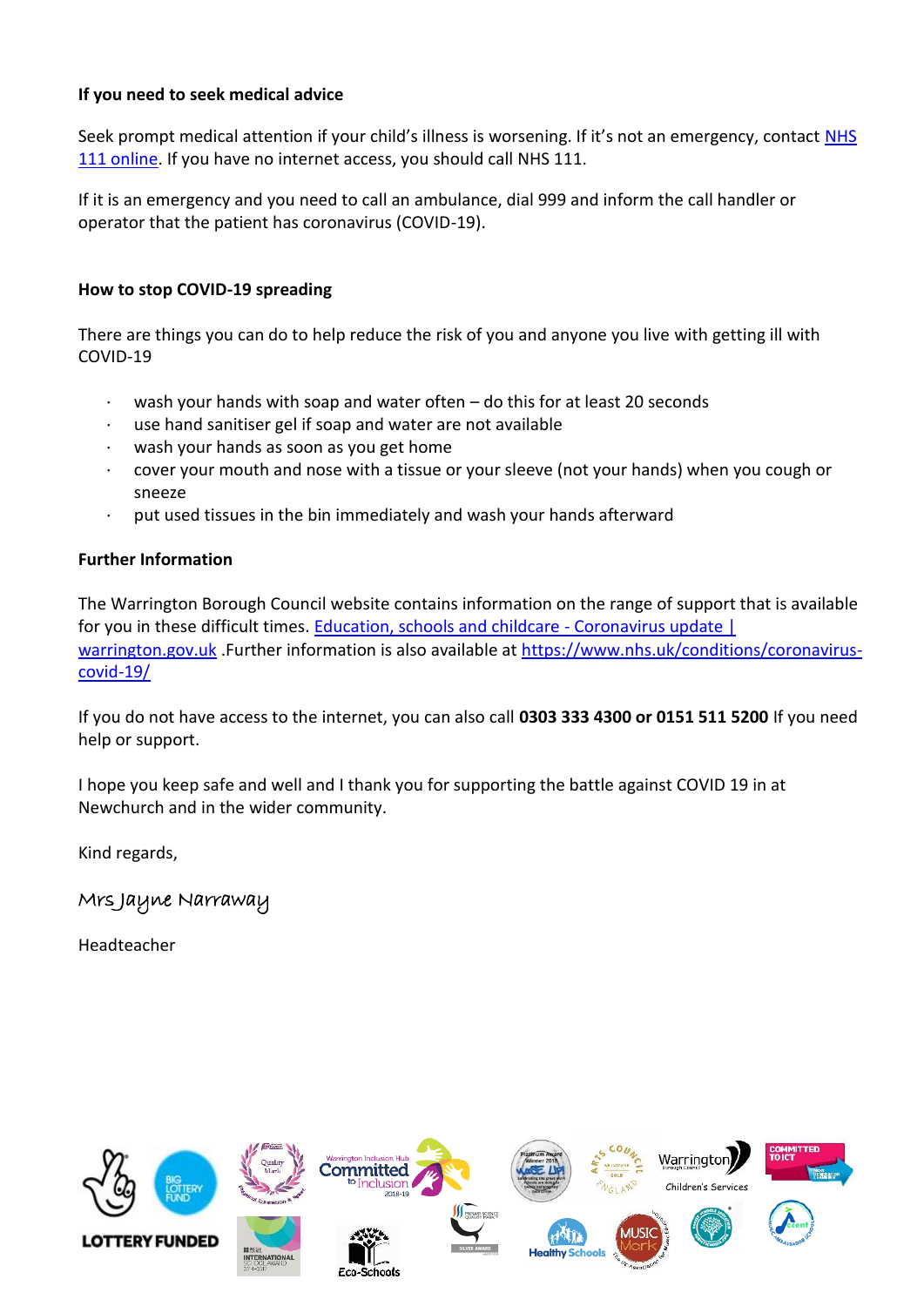**If you need to seek medical advice**

Seek prompt medical attention if your child's illness is worsening. If it's not an emergency, contact [NHS 111 online](). If you have no internet access, you should call NHS 111.

If it is an emergency and you need to call an ambulance, dial 999 and inform the call handler or operator that the patient has coronavirus (COVID-19).

**How to stop COVID-19 spreading**

There are things you can do to help reduce the risk of you and anyone you live with getting ill with COVID-19

- wash your hands with soap and water often – do this for at least 20 seconds
- use hand sanitiser gel if soap and water are not available
- wash your hands as soon as you get home
- cover your mouth and nose with a tissue or your sleeve (not your hands) when you cough or sneeze
- put used tissues in the bin immediately and wash your hands afterward

**Further Information**

The Warrington Borough Council website contains information on the range of support that is available for you in these difficult times. Education, schools and childcare - Coronavirus update | warrington.gov.uk .Further information is also available at https://www.nhs.uk/conditions/coronavirus-covid-19/

If you do not have access to the internet, you can also call **0303 333 4300 or 0151 511 5200** If you need help or support.

I hope you keep safe and well and I thank you for supporting the battle against COVID 19 in at Newchurch and in the wider community.

Kind regards,

Mrs Jayne Narraway

Headteacher